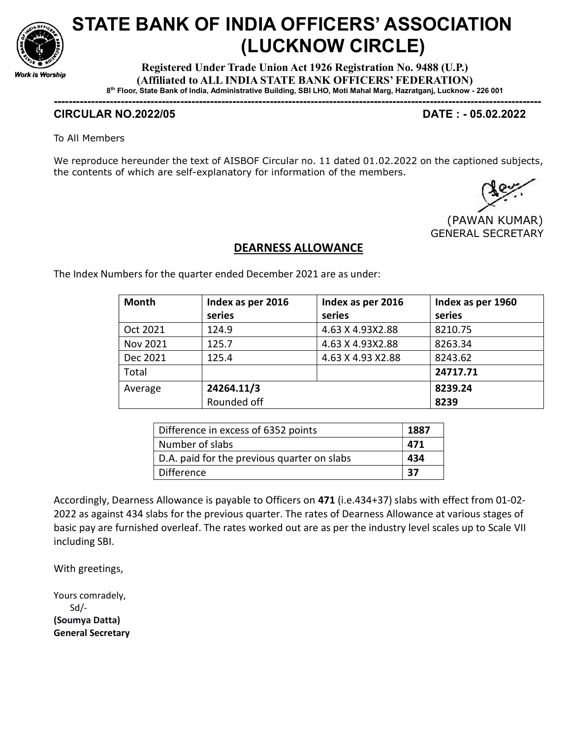# STATE BANK OF INDIA OFFICERS' ASSOCIATION (LUCKNOW CIRCLE)

Work is Worship

**Registered Under Trade Union Act 1926 Registration No. 9488 (U.P.)**
**(Affiliated to ALL INDIA STATE BANK OFFICERS' FEDERATION)**
**8th Floor, State Bank of India, Administrative Building, SBI LHO, Moti Mahal Marg, Hazratganj, Lucknow - 226 001**

---

**CIRCULAR NO.2022/05** **DATE : - 05.02.2022**

To All Members

We reproduce hereunder the text of AISBOF Circular no. 11 dated 01.02.2022 on the captioned subjects, the contents of which are self-explanatory for information of the members.

(PAWAN KUMAR)
GENERAL SECRETARY

## DEARNESS ALLOWANCE

The Index Numbers for the quarter ended December 2021 are as under:

| Month | Index as per 2016 series | Index as per 2016 series | Index as per 1960 series |
|---|---|---|---|
| Oct 2021 | 124.9 | 4.63 X 4.93X2.88 | 8210.75 |
| Nov 2021 | 125.7 | 4.63 X 4.93X2.88 | 8263.34 |
| Dec 2021 | 125.4 | 4.63 X 4.93 X2.88 | 8243.62 |
| Total | | | **24717.71** |
| Average | **24264.11/3** Rounded off | | **8239.24** **8239** |

| | |
|---|---|
| Difference in excess of 6352 points | **1887** |
| Number of slabs | **471** |
| D.A. paid for the previous quarter on slabs | **434** |
| Difference | **37** |

Accordingly, Dearness Allowance is payable to Officers on **471** (i.e.434+37) slabs with effect from 01-02-2022 as against 434 slabs for the previous quarter. The rates of Dearness Allowance at various stages of basic pay are furnished overleaf. The rates worked out are as per the industry level scales up to Scale VII including SBI.

With greetings,

Yours comradely,
Sd/-
**(Soumya Datta)**
**General Secretary**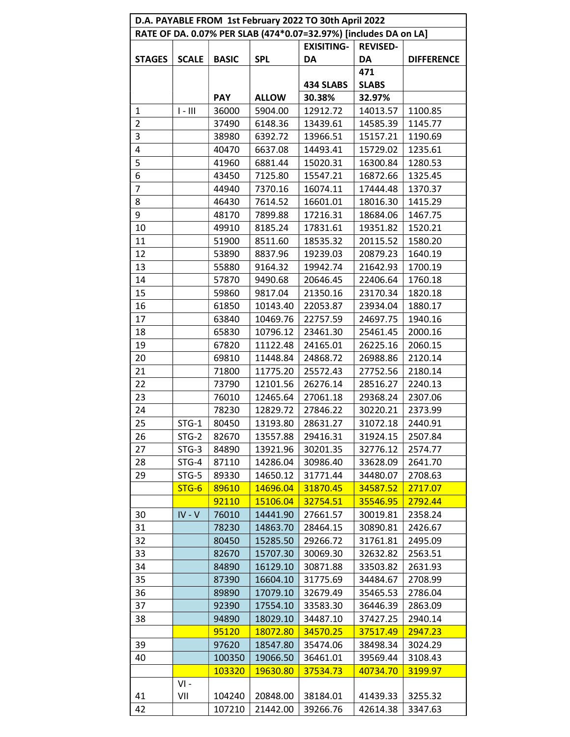| D.A. PAYABLE FROM 1st February 2022 TO 30th April 2022 | | | | | | |
|---|---|---|---|---|---|---|
| RATE OF DA. 0.07% PER SLAB (474*0.07=32.97%) [includes DA on LA] | | | | | | |
| STAGES | SCALE | BASIC | SPL | EXISITING-DA | REVISED-DA | DIFFERENCE |
| | | PAY | ALLOW | 434 SLABS 30.38% | 471 SLABS 32.97% | |
| 1 | I - III | 36000 | 5904.00 | 12912.72 | 14013.57 | 1100.85 |
| 2 | | 37490 | 6148.36 | 13439.61 | 14585.39 | 1145.77 |
| 3 | | 38980 | 6392.72 | 13966.51 | 15157.21 | 1190.69 |
| 4 | | 40470 | 6637.08 | 14493.41 | 15729.02 | 1235.61 |
| 5 | | 41960 | 6881.44 | 15020.31 | 16300.84 | 1280.53 |
| 6 | | 43450 | 7125.80 | 15547.21 | 16872.66 | 1325.45 |
| 7 | | 44940 | 7370.16 | 16074.11 | 17444.48 | 1370.37 |
| 8 | | 46430 | 7614.52 | 16601.01 | 18016.30 | 1415.29 |
| 9 | | 48170 | 7899.88 | 17216.31 | 18684.06 | 1467.75 |
| 10 | | 49910 | 8185.24 | 17831.61 | 19351.82 | 1520.21 |
| 11 | | 51900 | 8511.60 | 18535.32 | 20115.52 | 1580.20 |
| 12 | | 53890 | 8837.96 | 19239.03 | 20879.23 | 1640.19 |
| 13 | | 55880 | 9164.32 | 19942.74 | 21642.93 | 1700.19 |
| 14 | | 57870 | 9490.68 | 20646.45 | 22406.64 | 1760.18 |
| 15 | | 59860 | 9817.04 | 21350.16 | 23170.34 | 1820.18 |
| 16 | | 61850 | 10143.40 | 22053.87 | 23934.04 | 1880.17 |
| 17 | | 63840 | 10469.76 | 22757.59 | 24697.75 | 1940.16 |
| 18 | | 65830 | 10796.12 | 23461.30 | 25461.45 | 2000.16 |
| 19 | | 67820 | 11122.48 | 24165.01 | 26225.16 | 2060.15 |
| 20 | | 69810 | 11448.84 | 24868.72 | 26988.86 | 2120.14 |
| 21 | | 71800 | 11775.20 | 25572.43 | 27752.56 | 2180.14 |
| 22 | | 73790 | 12101.56 | 26276.14 | 28516.27 | 2240.13 |
| 23 | | 76010 | 12465.64 | 27061.18 | 29368.24 | 2307.06 |
| 24 | | 78230 | 12829.72 | 27846.22 | 30220.21 | 2373.99 |
| 25 | STG-1 | 80450 | 13193.80 | 28631.27 | 31072.18 | 2440.91 |
| 26 | STG-2 | 82670 | 13557.88 | 29416.31 | 31924.15 | 2507.84 |
| 27 | STG-3 | 84890 | 13921.96 | 30201.35 | 32776.12 | 2574.77 |
| 28 | STG-4 | 87110 | 14286.04 | 30986.40 | 33628.09 | 2641.70 |
| 29 | STG-5 | 89330 | 14650.12 | 31771.44 | 34480.07 | 2708.63 |
| | STG-6 | 89610 | 14696.04 | 31870.45 | 34587.52 | 2717.07 |
| | | 92110 | 15106.04 | 32754.51 | 35546.95 | 2792.44 |
| 30 | IV - V | 76010 | 14441.90 | 27661.57 | 30019.81 | 2358.24 |
| 31 | | 78230 | 14863.70 | 28464.15 | 30890.81 | 2426.67 |
| 32 | | 80450 | 15285.50 | 29266.72 | 31761.81 | 2495.09 |
| 33 | | 82670 | 15707.30 | 30069.30 | 32632.82 | 2563.51 |
| 34 | | 84890 | 16129.10 | 30871.88 | 33503.82 | 2631.93 |
| 35 | | 87390 | 16604.10 | 31775.69 | 34484.67 | 2708.99 |
| 36 | | 89890 | 17079.10 | 32679.49 | 35465.53 | 2786.04 |
| 37 | | 92390 | 17554.10 | 33583.30 | 36446.39 | 2863.09 |
| 38 | | 94890 | 18029.10 | 34487.10 | 37427.25 | 2940.14 |
| | | 95120 | 18072.80 | 34570.25 | 37517.49 | 2947.23 |
| 39 | | 97620 | 18547.80 | 35474.06 | 38498.34 | 3024.29 |
| 40 | | 100350 | 19066.50 | 36461.01 | 39569.44 | 3108.43 |
| | | 103320 | 19630.80 | 37534.73 | 40734.70 | 3199.97 |
| 41 | VI - VII | 104240 | 20848.00 | 38184.01 | 41439.33 | 3255.32 |
| 42 | | 107210 | 21442.00 | 39266.76 | 42614.38 | 3347.63 |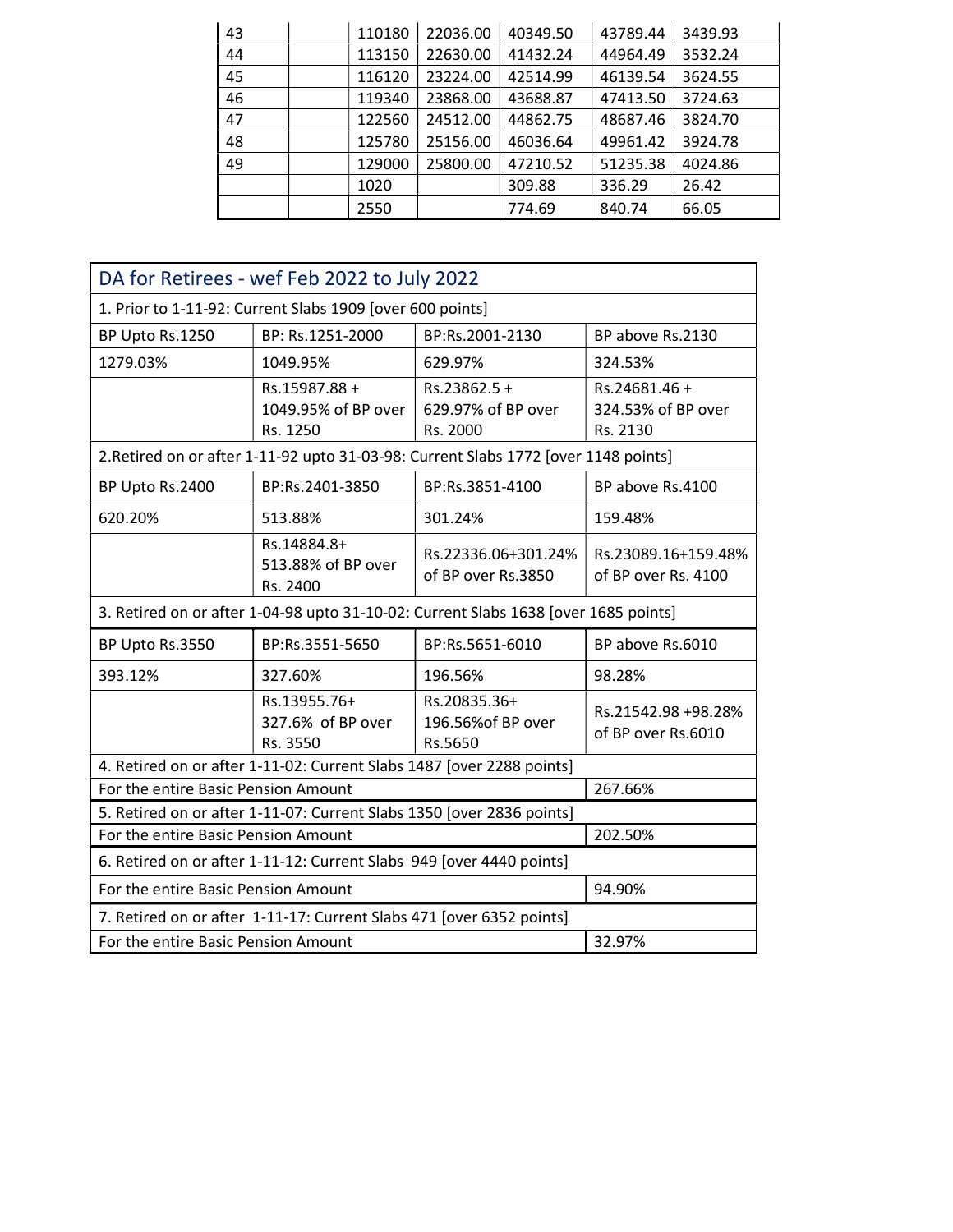| | | | | | | |
|---|---|---|---|---|---|---|
| 43 | | 110180 | 22036.00 | 40349.50 | 43789.44 | 3439.93 |
| 44 | | 113150 | 22630.00 | 41432.24 | 44964.49 | 3532.24 |
| 45 | | 116120 | 23224.00 | 42514.99 | 46139.54 | 3624.55 |
| 46 | | 119340 | 23868.00 | 43688.87 | 47413.50 | 3724.63 |
| 47 | | 122560 | 24512.00 | 44862.75 | 48687.46 | 3824.70 |
| 48 | | 125780 | 25156.00 | 46036.64 | 49961.42 | 3924.78 |
| 49 | | 129000 | 25800.00 | 47210.52 | 51235.38 | 4024.86 |
| | | 1020 | | 309.88 | 336.29 | 26.42 |
| | | 2550 | | 774.69 | 840.74 | 66.05 |

## DA for Retirees - wef Feb 2022 to July 2022

| | | | |
|---|---|---|---|
| **1. Prior to 1-11-92: Current Slabs 1909 [over 600 points]** | | | |
| BP Upto Rs.1250 | BP: Rs.1251-2000 | BP:Rs.2001-2130 | BP above Rs.2130 |
| 1279.03% | 1049.95% | 629.97% | 324.53% |
| | Rs.15987.88 + 1049.95% of BP over Rs. 1250 | Rs.23862.5 + 629.97% of BP over Rs. 2000 | Rs.24681.46 + 324.53% of BP over Rs. 2130 |
| **2.Retired on or after 1-11-92 upto 31-03-98: Current Slabs 1772 [over 1148 points]** | | | |
| BP Upto Rs.2400 | BP:Rs.2401-3850 | BP:Rs.3851-4100 | BP above Rs.4100 |
| 620.20% | 513.88% | 301.24% | 159.48% |
| | Rs.14884.8+ 513.88% of BP over Rs. 2400 | Rs.22336.06+301.24% of BP over Rs.3850 | Rs.23089.16+159.48% of BP over Rs. 4100 |
| **3. Retired on or after 1-04-98 upto 31-10-02: Current Slabs 1638 [over 1685 points]** | | | |
| BP Upto Rs.3550 | BP:Rs.3551-5650 | BP:Rs.5651-6010 | BP above Rs.6010 |
| 393.12% | 327.60% | 196.56% | 98.28% |
| | Rs.13955.76+ 327.6% of BP over Rs. 3550 | Rs.20835.36+ 196.56%of BP over Rs.5650 | Rs.21542.98 +98.28% of BP over Rs.6010 |
| **4. Retired on or after 1-11-02: Current Slabs 1487 [over 2288 points]** | | | |
| For the entire Basic Pension Amount | | | 267.66% |
| **5. Retired on or after 1-11-07: Current Slabs 1350 [over 2836 points]** | | | |
| For the entire Basic Pension Amount | | | 202.50% |
| **6. Retired on or after 1-11-12: Current Slabs 949 [over 4440 points]** | | | |
| For the entire Basic Pension Amount | | | 94.90% |
| **7. Retired on or after 1-11-17: Current Slabs 471 [over 6352 points]** | | | |
| For the entire Basic Pension Amount | | | 32.97% |